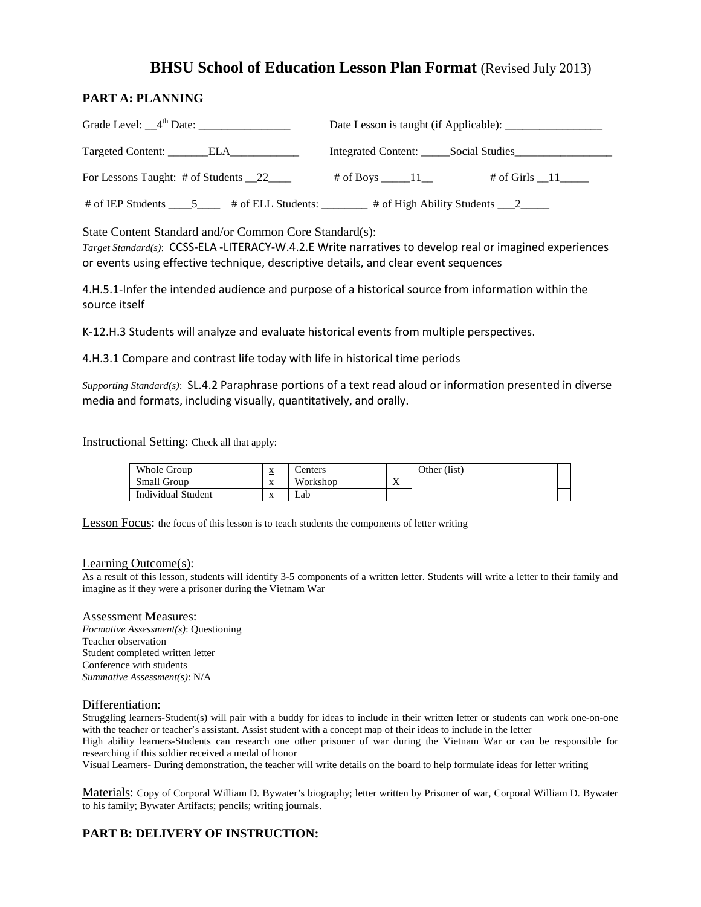# BHSU School of Education Lesson Plan Format (Revised July 2013)

## PART A: PLANNING

Grade Level: __4th Date: ________________ Date Lesson is taught (if Applicable): _________________

Targeted Content: _______ELA____________ Integrated Content: _____Social Studies_________________

For Lessons Taught: # of Students __22____ # of Boys _____11__ # of Girls __11_____

# of IEP Students ____5____ # of ELL Students: ________ # of High Ability Students ___2_____

State Content Standard and/or Common Core Standard(s):

*Target Standard(s)*: CCSS-ELA -LITERACY-W.4.2.E Write narratives to develop real or imagined experiences or events using effective technique, descriptive details, and clear event sequences

4.H.5.1-Infer the intended audience and purpose of a historical source from information within the source itself

K-12.H.3 Students will analyze and evaluate historical events from multiple perspectives.

4.H.3.1 Compare and contrast life today with life in historical time periods

*Supporting Standard(s)*: SL.4.2 Paraphrase portions of a text read aloud or information presented in diverse media and formats, including visually, quantitatively, and orally.

Instructional Setting: Check all that apply:

| Whole Group | x | Centers | | Other (list) | |
|---|---|---|---|---|---|
| Small Group | x | Workshop | X | | |
| Individual Student | x | Lab | | | |

Lesson Focus: the focus of this lesson is to teach students the components of letter writing

Learning Outcome(s):
As a result of this lesson, students will identify 3-5 components of a written letter. Students will write a letter to their family and imagine as if they were a prisoner during the Vietnam War

Assessment Measures:
*Formative Assessment(s)*: Questioning
Teacher observation
Student completed written letter
Conference with students
*Summative Assessment(s)*: N/A

Differentiation:
Struggling learners-Student(s) will pair with a buddy for ideas to include in their written letter or students can work one-on-one with the teacher or teacher's assistant. Assist student with a concept map of their ideas to include in the letter
High ability learners-Students can research one other prisoner of war during the Vietnam War or can be responsible for researching if this soldier received a medal of honor
Visual Learners- During demonstration, the teacher will write details on the board to help formulate ideas for letter writing

Materials: Copy of Corporal William D. Bywater's biography; letter written by Prisoner of war, Corporal William D. Bywater to his family; Bywater Artifacts; pencils; writing journals.

## PART B: DELIVERY OF INSTRUCTION: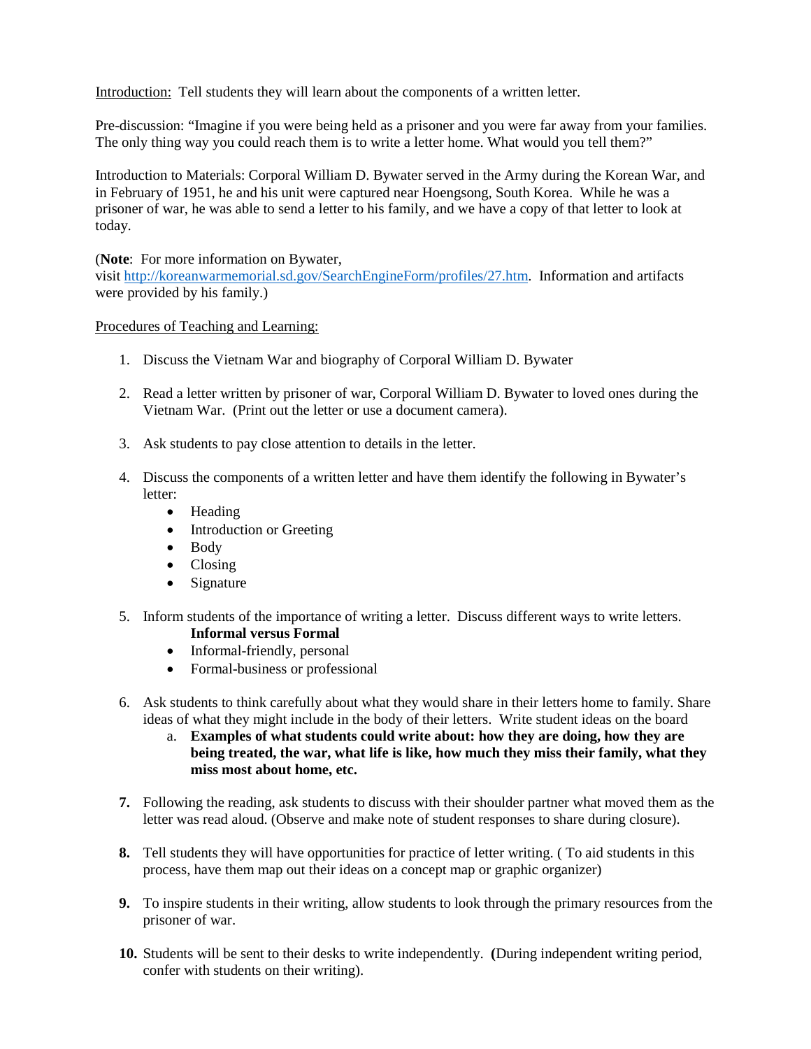Introduction: Tell students they will learn about the components of a written letter.

Pre-discussion: "Imagine if you were being held as a prisoner and you were far away from your families. The only thing way you could reach them is to write a letter home. What would you tell them?"

Introduction to Materials: Corporal William D. Bywater served in the Army during the Korean War, and in February of 1951, he and his unit were captured near Hoengsong, South Korea. While he was a prisoner of war, he was able to send a letter to his family, and we have a copy of that letter to look at today.

(**Note**: For more information on Bywater, visit http://koreanwarmemorial.sd.gov/SearchEngineForm/profiles/27.htm. Information and artifacts were provided by his family.)

Procedures of Teaching and Learning:

1. Discuss the Vietnam War and biography of Corporal William D. Bywater

2. Read a letter written by prisoner of war, Corporal William D. Bywater to loved ones during the Vietnam War. (Print out the letter or use a document camera).

3. Ask students to pay close attention to details in the letter.

4. Discuss the components of a written letter and have them identify the following in Bywater's letter:
   - Heading
   - Introduction or Greeting
   - Body
   - Closing
   - Signature

5. Inform students of the importance of writing a letter. Discuss different ways to write letters.
   **Informal versus Formal**
   - Informal-friendly, personal
   - Formal-business or professional

6. Ask students to think carefully about what they would share in their letters home to family. Share ideas of what they might include in the body of their letters. Write student ideas on the board
   a. **Examples of what students could write about: how they are doing, how they are being treated, the war, what life is like, how much they miss their family, what they miss most about home, etc.**

7. Following the reading, ask students to discuss with their shoulder partner what moved them as the letter was read aloud. (Observe and make note of student responses to share during closure).

8. Tell students they will have opportunities for practice of letter writing. ( To aid students in this process, have them map out their ideas on a concept map or graphic organizer)

9. To inspire students in their writing, allow students to look through the primary resources from the prisoner of war.

10. Students will be sent to their desks to write independently. **(**During independent writing period, confer with students on their writing).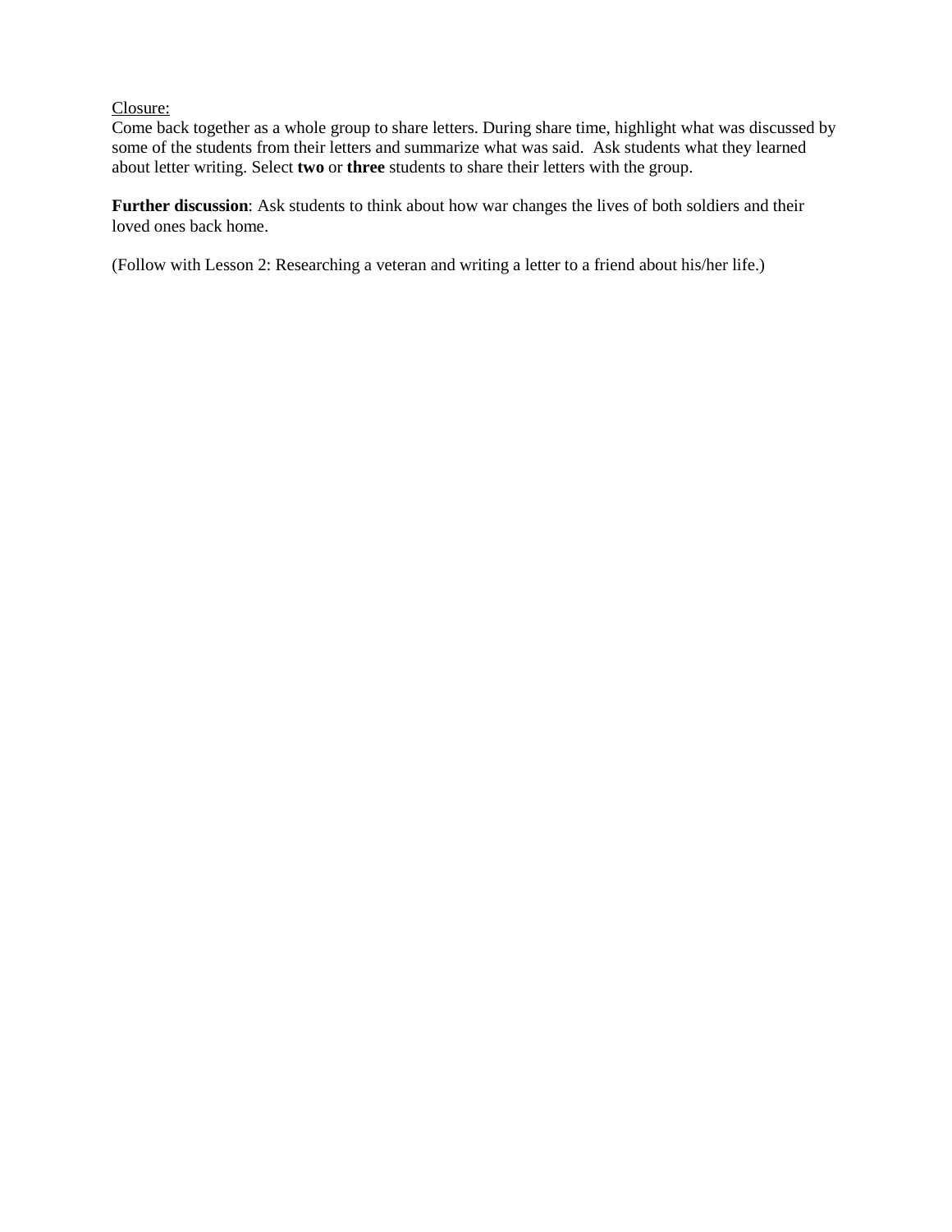Closure:

Come back together as a whole group to share letters. During share time, highlight what was discussed by some of the students from their letters and summarize what was said. Ask students what they learned about letter writing. Select **two** or **three** students to share their letters with the group.

**Further discussion**: Ask students to think about how war changes the lives of both soldiers and their loved ones back home.

(Follow with Lesson 2: Researching a veteran and writing a letter to a friend about his/her life.)